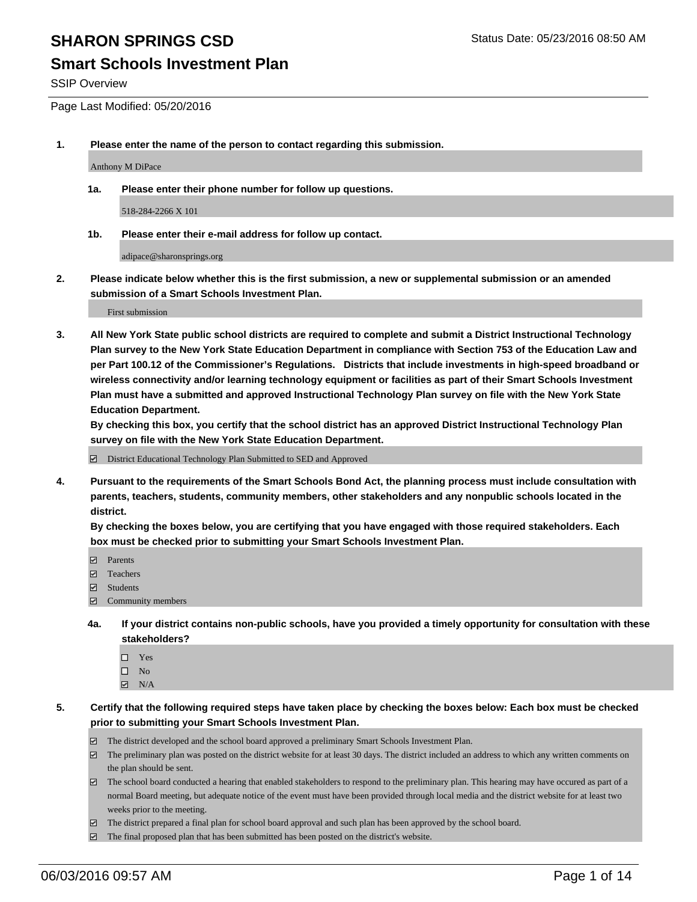# SHARON SPRINGS CSD

Status Date: 05/23/2016 08:50 AM

## Smart Schools Investment Plan

SSIP Overview

Page Last Modified: 05/20/2016

**1. Please enter the name of the person to contact regarding this submission.**

Anthony M DiPace

**1a. Please enter their phone number for follow up questions.**

518-284-2266 X 101

**1b. Please enter their e-mail address for follow up contact.**

adipace@sharonsprings.org

**2. Please indicate below whether this is the first submission, a new or supplemental submission or an amended submission of a Smart Schools Investment Plan.**

First submission

**3. All New York State public school districts are required to complete and submit a District Instructional Technology Plan survey to the New York State Education Department in compliance with Section 753 of the Education Law and per Part 100.12 of the Commissioner's Regulations. Districts that include investments in high-speed broadband or wireless connectivity and/or learning technology equipment or facilities as part of their Smart Schools Investment Plan must have a submitted and approved Instructional Technology Plan survey on file with the New York State Education Department.**

**By checking this box, you certify that the school district has an approved District Instructional Technology Plan survey on file with the New York State Education Department.**

☑ District Educational Technology Plan Submitted to SED and Approved

**4. Pursuant to the requirements of the Smart Schools Bond Act, the planning process must include consultation with parents, teachers, students, community members, other stakeholders and any nonpublic schools located in the district.**

**By checking the boxes below, you are certifying that you have engaged with those required stakeholders. Each box must be checked prior to submitting your Smart Schools Investment Plan.**

☑ Parents
☑ Teachers
☑ Students
☑ Community members

**4a. If your district contains non-public schools, have you provided a timely opportunity for consultation with these stakeholders?**

☐ Yes
☐ No
☑ N/A

**5. Certify that the following required steps have taken place by checking the boxes below: Each box must be checked prior to submitting your Smart Schools Investment Plan.**

☑ The district developed and the school board approved a preliminary Smart Schools Investment Plan.
☑ The preliminary plan was posted on the district website for at least 30 days. The district included an address to which any written comments on the plan should be sent.
☑ The school board conducted a hearing that enabled stakeholders to respond to the preliminary plan. This hearing may have occured as part of a normal Board meeting, but adequate notice of the event must have been provided through local media and the district website for at least two weeks prior to the meeting.
☑ The district prepared a final plan for school board approval and such plan has been approved by the school board.
☑ The final proposed plan that has been submitted has been posted on the district's website.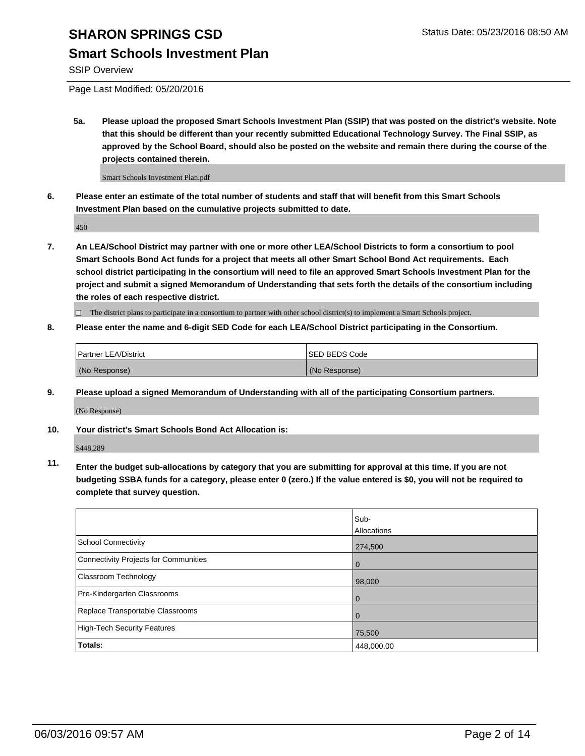# SHARON SPRINGS CSD

Status Date: 05/23/2016 08:50 AM

## Smart Schools Investment Plan

SSIP Overview

Page Last Modified: 05/20/2016

**5a. Please upload the proposed Smart Schools Investment Plan (SSIP) that was posted on the district's website. Note that this should be different than your recently submitted Educational Technology Survey. The Final SSIP, as approved by the School Board, should also be posted on the website and remain there during the course of the projects contained therein.**

Smart Schools Investment Plan.pdf

**6. Please enter an estimate of the total number of students and staff that will benefit from this Smart Schools Investment Plan based on the cumulative projects submitted to date.**

450

**7. An LEA/School District may partner with one or more other LEA/School Districts to form a consortium to pool Smart Schools Bond Act funds for a project that meets all other Smart School Bond Act requirements. Each school district participating in the consortium will need to file an approved Smart Schools Investment Plan for the project and submit a signed Memorandum of Understanding that sets forth the details of the consortium including the roles of each respective district.**

☐ The district plans to participate in a consortium to partner with other school district(s) to implement a Smart Schools project.

**8. Please enter the name and 6-digit SED Code for each LEA/School District participating in the Consortium.**

| Partner LEA/District | SED BEDS Code |
|---|---|
| (No Response) | (No Response) |

**9. Please upload a signed Memorandum of Understanding with all of the participating Consortium partners.**

(No Response)

**10. Your district's Smart Schools Bond Act Allocation is:**

$448,289

**11. Enter the budget sub-allocations by category that you are submitting for approval at this time. If you are not budgeting SSBA funds for a category, please enter 0 (zero.) If the value entered is $0, you will not be required to complete that survey question.**

| | Sub-Allocations |
|---|---|
| School Connectivity | 274,500 |
| Connectivity Projects for Communities | 0 |
| Classroom Technology | 98,000 |
| Pre-Kindergarten Classrooms | 0 |
| Replace Transportable Classrooms | 0 |
| High-Tech Security Features | 75,500 |
| **Totals:** | 448,000.00 |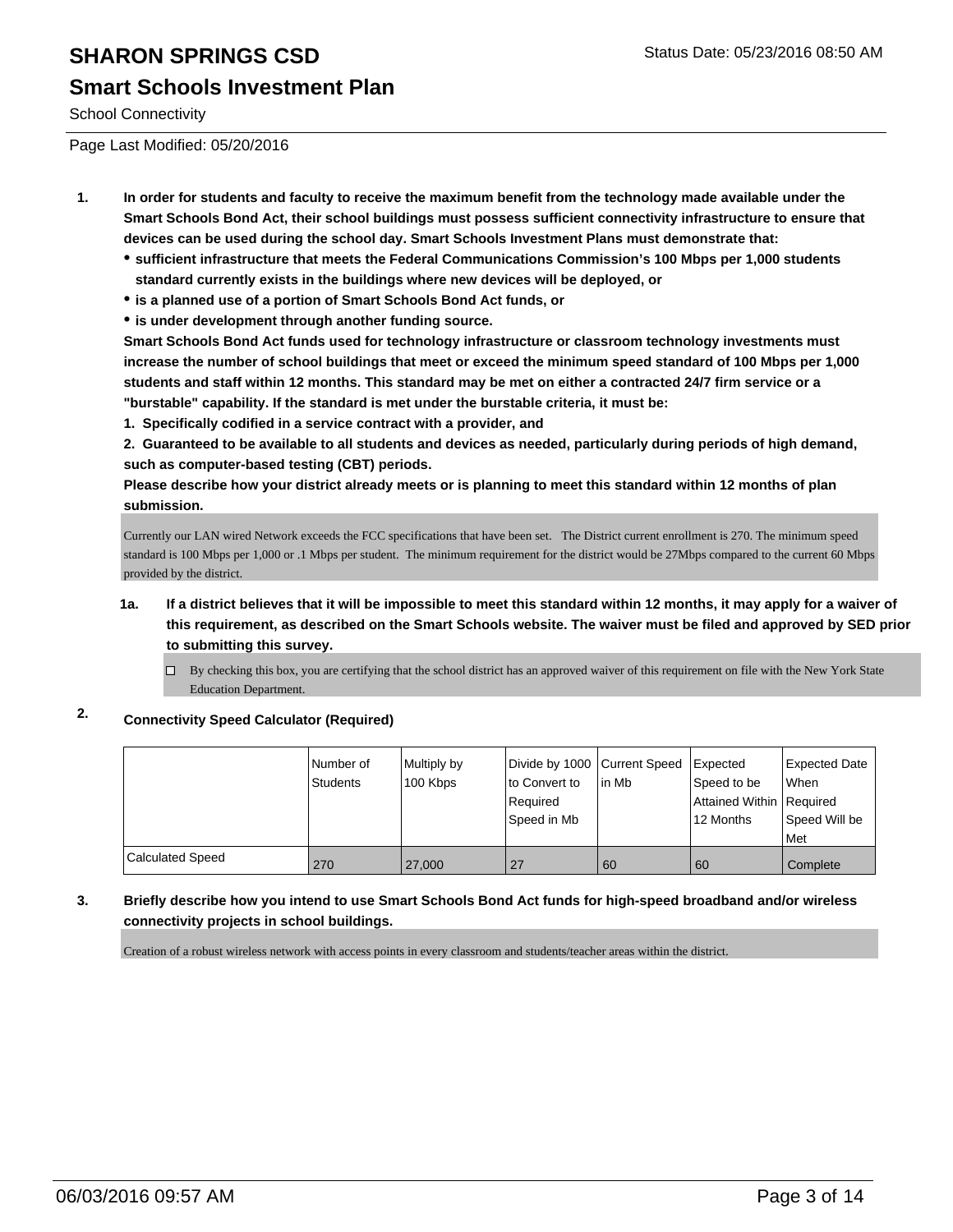# SHARON SPRINGS CSD

Status Date: 05/23/2016 08:50 AM

## Smart Schools Investment Plan

School Connectivity

Page Last Modified: 05/20/2016

1. **In order for students and faculty to receive the maximum benefit from the technology made available under the Smart Schools Bond Act, their school buildings must possess sufficient connectivity infrastructure to ensure that devices can be used during the school day. Smart Schools Investment Plans must demonstrate that:**
   - **sufficient infrastructure that meets the Federal Communications Commission's 100 Mbps per 1,000 students standard currently exists in the buildings where new devices will be deployed, or**
   - **is a planned use of a portion of Smart Schools Bond Act funds, or**
   - **is under development through another funding source.**

   **Smart Schools Bond Act funds used for technology infrastructure or classroom technology investments must increase the number of school buildings that meet or exceed the minimum speed standard of 100 Mbps per 1,000 students and staff within 12 months. This standard may be met on either a contracted 24/7 firm service or a "burstable" capability. If the standard is met under the burstable criteria, it must be:**

   **1. Specifically codified in a service contract with a provider, and**

   **2. Guaranteed to be available to all students and devices as needed, particularly during periods of high demand, such as computer-based testing (CBT) periods.**

   **Please describe how your district already meets or is planning to meet this standard within 12 months of plan submission.**

   Currently our LAN wired Network exceeds the FCC specifications that have been set. The District current enrollment is 270. The minimum speed standard is 100 Mbps per 1,000 or .1 Mbps per student. The minimum requirement for the district would be 27Mbps compared to the current 60 Mbps provided by the district.

   1a. **If a district believes that it will be impossible to meet this standard within 12 months, it may apply for a waiver of this requirement, as described on the Smart Schools website. The waiver must be filed and approved by SED prior to submitting this survey.**

   ☐ By checking this box, you are certifying that the school district has an approved waiver of this requirement on file with the New York State Education Department.

2. **Connectivity Speed Calculator (Required)**

| | Number of Students | Multiply by 100 Kbps | Divide by 1000 to Convert to Required Speed in Mb | Current Speed in Mb | Expected Speed to be Attained Within 12 Months | Expected Date When Required Speed Will be Met |
|---|---|---|---|---|---|---|
| Calculated Speed | 270 | 27,000 | 27 | 60 | 60 | Complete |

3. **Briefly describe how you intend to use Smart Schools Bond Act funds for high-speed broadband and/or wireless connectivity projects in school buildings.**

   Creation of a robust wireless network with access points in every classroom and students/teacher areas within the district.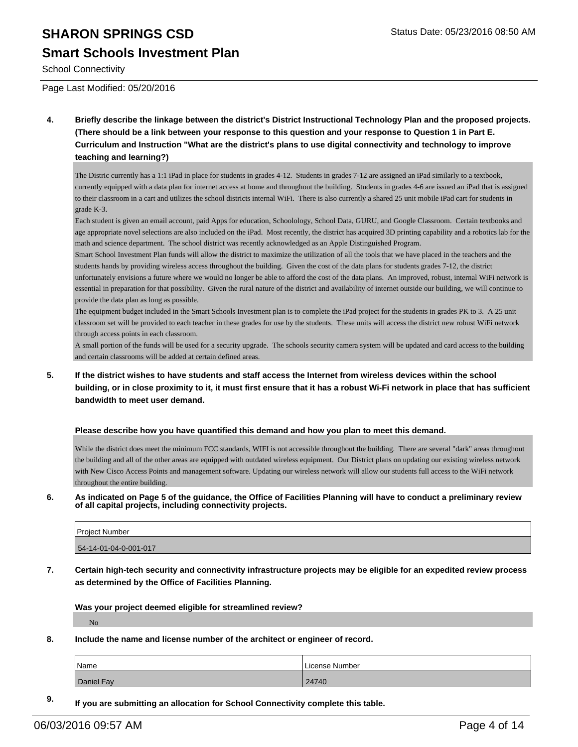# SHARON SPRINGS CSD

## Smart Schools Investment Plan

School Connectivity

Page Last Modified: 05/20/2016

**4. Briefly describe the linkage between the district's District Instructional Technology Plan and the proposed projects. (There should be a link between your response to this question and your response to Question 1 in Part E. Curriculum and Instruction "What are the district's plans to use digital connectivity and technology to improve teaching and learning?)**

The Distric currently has a 1:1 iPad in place for students in grades 4-12. Students in grades 7-12 are assigned an iPad similarly to a textbook, currently equipped with a data plan for internet access at home and throughout the building. Students in grades 4-6 are issued an iPad that is assigned to their classroom in a cart and utilizes the school districts internal WiFi. There is also currently a shared 25 unit mobile iPad cart for students in grade K-3.

Each student is given an email account, paid Apps for education, Schoolology, School Data, GURU, and Google Classroom. Certain textbooks and age appropriate novel selections are also included on the iPad. Most recently, the district has acquired 3D printing capability and a robotics lab for the math and science department. The school district was recently acknowledged as an Apple Distinguished Program.

Smart School Investment Plan funds will allow the district to maximize the utilization of all the tools that we have placed in the teachers and the students hands by providing wireless access throughout the building. Given the cost of the data plans for students grades 7-12, the district unfortunately envisions a future where we would no longer be able to afford the cost of the data plans. An improved, robust, internal WiFi network is essential in preparation for that possibility. Given the rural nature of the district and availability of internet outside our building, we will continue to provide the data plan as long as possible.

The equipment budget included in the Smart Schools Investment plan is to complete the iPad project for the students in grades PK to 3. A 25 unit classroom set will be provided to each teacher in these grades for use by the students. These units will access the district new robust WiFi network through access points in each classroom.

A small portion of the funds will be used for a security upgrade. The schools security camera system will be updated and card access to the building and certain classrooms will be added at certain defined areas.

**5. If the district wishes to have students and staff access the Internet from wireless devices within the school building, or in close proximity to it, it must first ensure that it has a robust Wi-Fi network in place that has sufficient bandwidth to meet user demand.**

**Please describe how you have quantified this demand and how you plan to meet this demand.**

While the district does meet the minimum FCC standards, WIFI is not accessible throughout the building. There are several "dark" areas throughout the building and all of the other areas are equipped with outdated wireless equipment. Our District plans on updating our existing wireless network with New Cisco Access Points and management software. Updating our wireless network will allow our students full access to the WiFi network throughout the entire building.

**6. As indicated on Page 5 of the guidance, the Office of Facilities Planning will have to conduct a preliminary review of all capital projects, including connectivity projects.**

| Project Number |
|---|
| 54-14-01-04-0-001-017 |

**7. Certain high-tech security and connectivity infrastructure projects may be eligible for an expedited review process as determined by the Office of Facilities Planning.**

**Was your project deemed eligible for streamlined review?**

No

**8. Include the name and license number of the architect or engineer of record.**

| Name | License Number |
|---|---|
| Daniel Fay | 24740 |

**9. If you are submitting an allocation for School Connectivity complete this table.**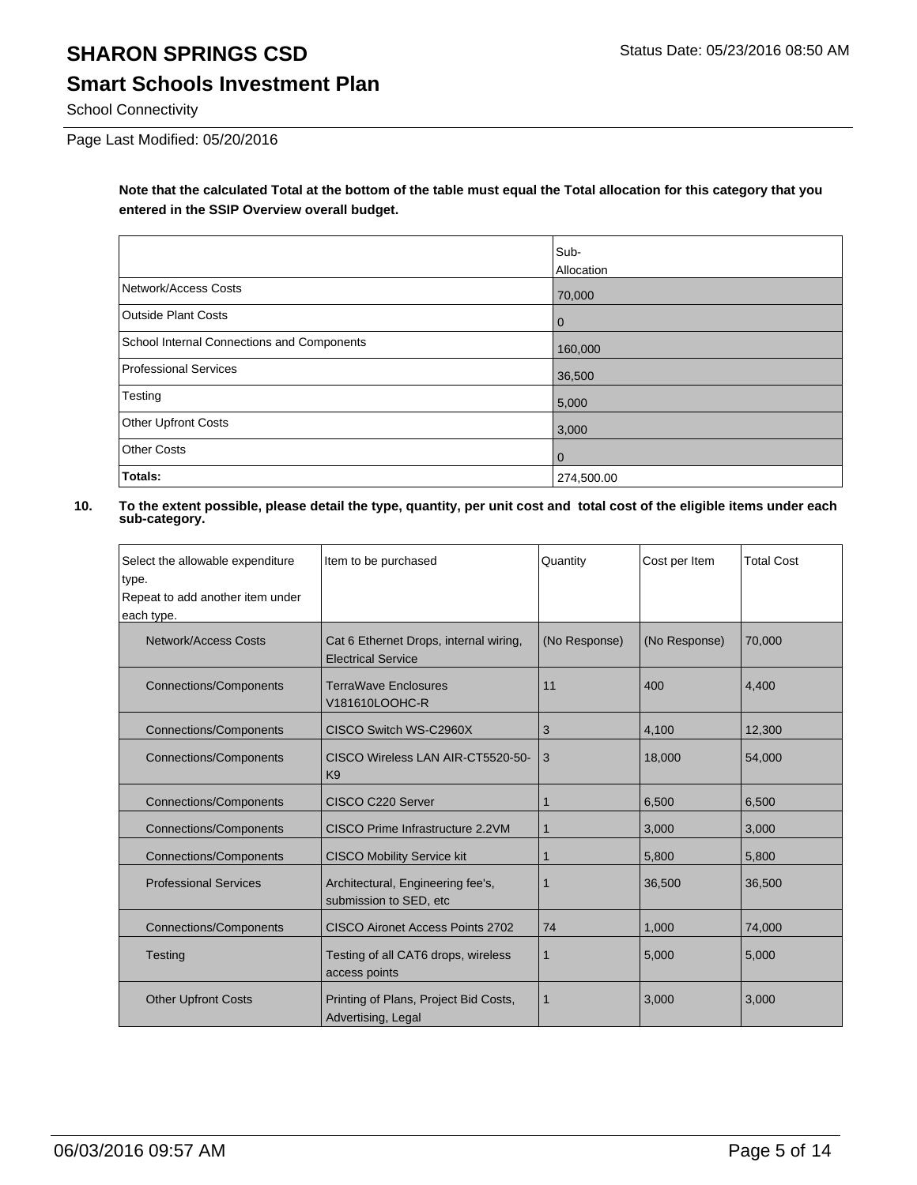# SHARON SPRINGS CSD

## Smart Schools Investment Plan

School Connectivity

Status Date: 05/23/2016 08:50 AM

Page Last Modified: 05/20/2016

**Note that the calculated Total at the bottom of the table must equal the Total allocation for this category that you entered in the SSIP Overview overall budget.**

| | Sub-Allocation |
|---|---|
| Network/Access Costs | 70,000 |
| Outside Plant Costs | 0 |
| School Internal Connections and Components | 160,000 |
| Professional Services | 36,500 |
| Testing | 5,000 |
| Other Upfront Costs | 3,000 |
| Other Costs | 0 |
| **Totals:** | 274,500.00 |

**10. To the extent possible, please detail the type, quantity, per unit cost and total cost of the eligible items under each sub-category.**

| Select the allowable expenditure type. Repeat to add another item under each type. | Item to be purchased | Quantity | Cost per Item | Total Cost |
|---|---|---|---|---|
| Network/Access Costs | Cat 6 Ethernet Drops, internal wiring, Electrical Service | (No Response) | (No Response) | 70,000 |
| Connections/Components | TerraWave Enclosures V181610LOOHC-R | 11 | 400 | 4,400 |
| Connections/Components | CISCO Switch WS-C2960X | 3 | 4,100 | 12,300 |
| Connections/Components | CISCO Wireless LAN AIR-CT5520-50-K9 | 3 | 18,000 | 54,000 |
| Connections/Components | CISCO C220 Server | 1 | 6,500 | 6,500 |
| Connections/Components | CISCO Prime Infrastructure 2.2VM | 1 | 3,000 | 3,000 |
| Connections/Components | CISCO Mobility Service kit | 1 | 5,800 | 5,800 |
| Professional Services | Architectural, Engineering fee's, submission to SED, etc | 1 | 36,500 | 36,500 |
| Connections/Components | CISCO Aironet Access Points 2702 | 74 | 1,000 | 74,000 |
| Testing | Testing of all CAT6 drops, wireless access points | 1 | 5,000 | 5,000 |
| Other Upfront Costs | Printing of Plans, Project Bid Costs, Advertising, Legal | 1 | 3,000 | 3,000 |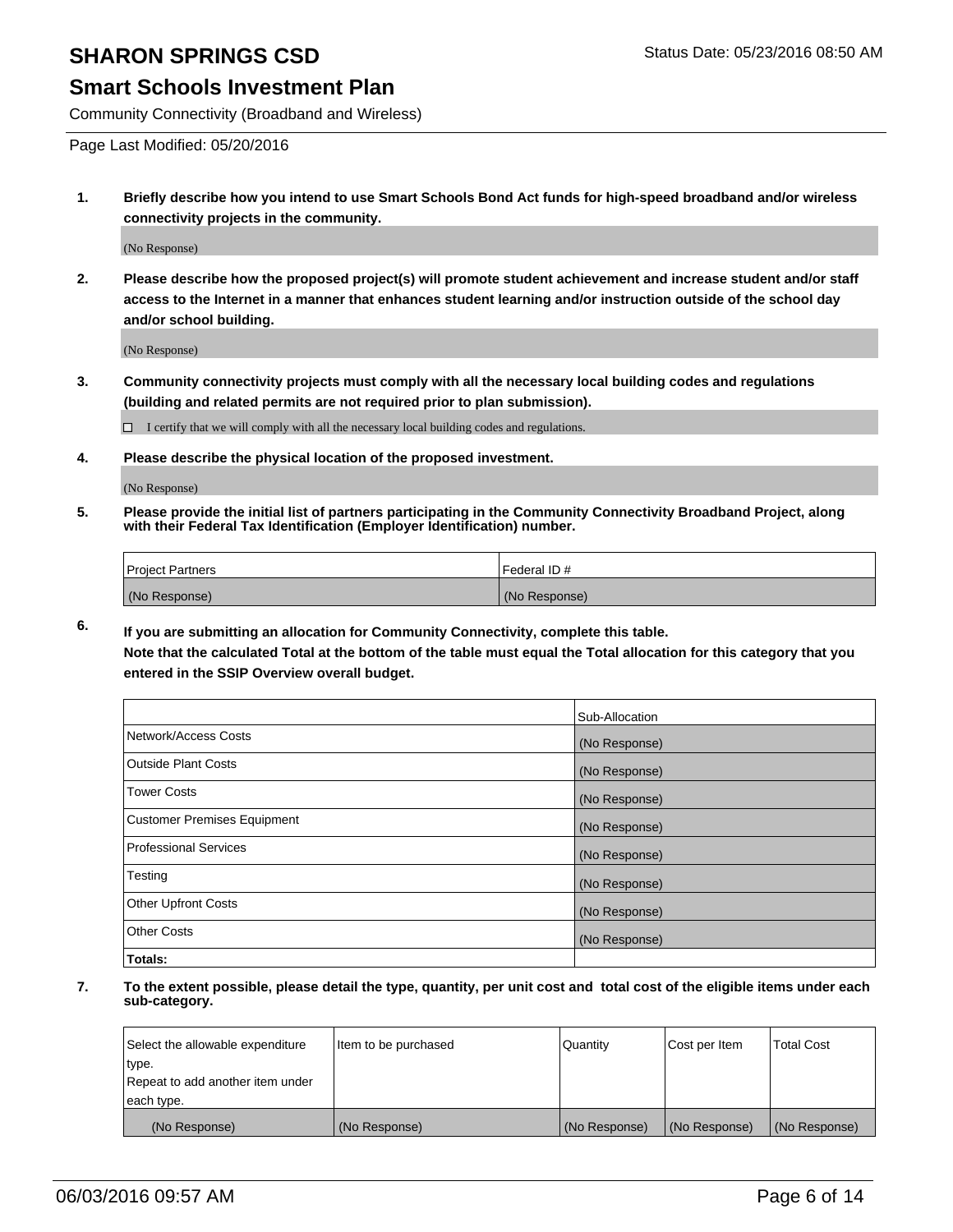# SHARON SPRINGS CSD

Status Date: 05/23/2016 08:50 AM

## Smart Schools Investment Plan

Community Connectivity (Broadband and Wireless)

Page Last Modified: 05/20/2016

**1. Briefly describe how you intend to use Smart Schools Bond Act funds for high-speed broadband and/or wireless connectivity projects in the community.**

(No Response)

**2. Please describe how the proposed project(s) will promote student achievement and increase student and/or staff access to the Internet in a manner that enhances student learning and/or instruction outside of the school day and/or school building.**

(No Response)

**3. Community connectivity projects must comply with all the necessary local building codes and regulations (building and related permits are not required prior to plan submission).**

☐ I certify that we will comply with all the necessary local building codes and regulations.

**4. Please describe the physical location of the proposed investment.**

(No Response)

**5. Please provide the initial list of partners participating in the Community Connectivity Broadband Project, along with their Federal Tax Identification (Employer Identification) number.**

| Project Partners | Federal ID # |
|---|---|
| (No Response) | (No Response) |

**6. If you are submitting an allocation for Community Connectivity, complete this table. Note that the calculated Total at the bottom of the table must equal the Total allocation for this category that you entered in the SSIP Overview overall budget.**

| | Sub-Allocation |
|---|---|
| Network/Access Costs | (No Response) |
| Outside Plant Costs | (No Response) |
| Tower Costs | (No Response) |
| Customer Premises Equipment | (No Response) |
| Professional Services | (No Response) |
| Testing | (No Response) |
| Other Upfront Costs | (No Response) |
| Other Costs | (No Response) |
| **Totals:** | |

**7. To the extent possible, please detail the type, quantity, per unit cost and total cost of the eligible items under each sub-category.**

| Select the allowable expenditure type. Repeat to add another item under each type. | Item to be purchased | Quantity | Cost per Item | Total Cost |
|---|---|---|---|---|
| (No Response) | (No Response) | (No Response) | (No Response) | (No Response) |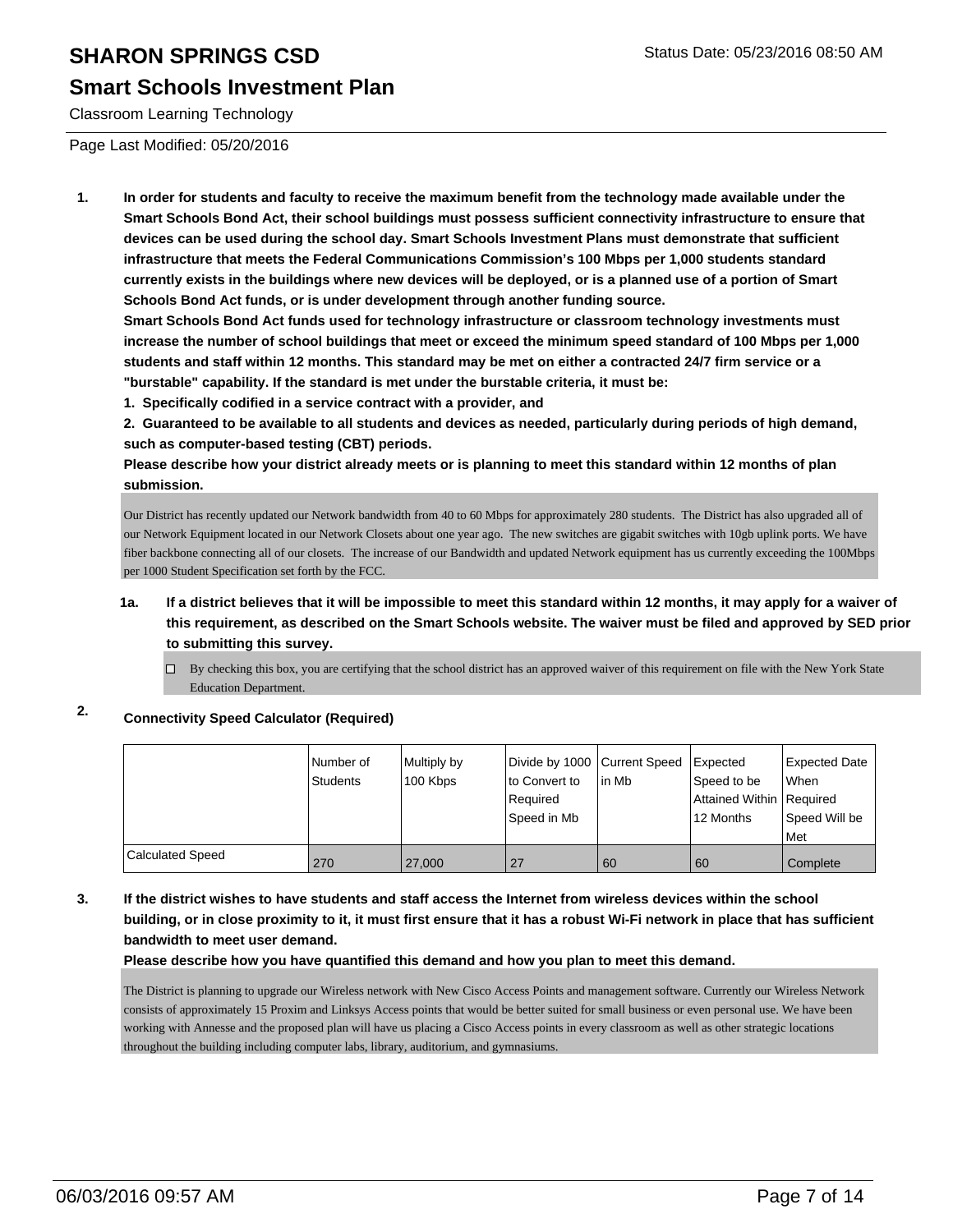# SHARON SPRINGS CSD

Status Date: 05/23/2016 08:50 AM

## Smart Schools Investment Plan

Classroom Learning Technology

Page Last Modified: 05/20/2016

**1. In order for students and faculty to receive the maximum benefit from the technology made available under the Smart Schools Bond Act, their school buildings must possess sufficient connectivity infrastructure to ensure that devices can be used during the school day. Smart Schools Investment Plans must demonstrate that sufficient infrastructure that meets the Federal Communications Commission's 100 Mbps per 1,000 students standard currently exists in the buildings where new devices will be deployed, or is a planned use of a portion of Smart Schools Bond Act funds, or is under development through another funding source.**

**Smart Schools Bond Act funds used for technology infrastructure or classroom technology investments must increase the number of school buildings that meet or exceed the minimum speed standard of 100 Mbps per 1,000 students and staff within 12 months. This standard may be met on either a contracted 24/7 firm service or a "burstable" capability. If the standard is met under the burstable criteria, it must be:**

**1. Specifically codified in a service contract with a provider, and**

**2. Guaranteed to be available to all students and devices as needed, particularly during periods of high demand, such as computer-based testing (CBT) periods.**

**Please describe how your district already meets or is planning to meet this standard within 12 months of plan submission.**

Our District has recently updated our Network bandwidth from 40 to 60 Mbps for approximately 280 students. The District has also upgraded all of our Network Equipment located in our Network Closets about one year ago. The new switches are gigabit switches with 10gb uplink ports. We have fiber backbone connecting all of our closets. The increase of our Bandwidth and updated Network equipment has us currently exceeding the 100Mbps per 1000 Student Specification set forth by the FCC.

**1a. If a district believes that it will be impossible to meet this standard within 12 months, it may apply for a waiver of this requirement, as described on the Smart Schools website. The waiver must be filed and approved by SED prior to submitting this survey.**

☐ By checking this box, you are certifying that the school district has an approved waiver of this requirement on file with the New York State Education Department.

**2. Connectivity Speed Calculator (Required)**

| | Number of Students | Multiply by 100 Kbps | Divide by 1000 to Convert to Required Speed in Mb | Current Speed in Mb | Expected Speed to be Attained Within 12 Months | Expected Date When Required Speed Will be Met |
|---|---|---|---|---|---|---|
| Calculated Speed | 270 | 27,000 | 27 | 60 | 60 | Complete |

**3. If the district wishes to have students and staff access the Internet from wireless devices within the school building, or in close proximity to it, it must first ensure that it has a robust Wi-Fi network in place that has sufficient bandwidth to meet user demand.**

**Please describe how you have quantified this demand and how you plan to meet this demand.**

The District is planning to upgrade our Wireless network with New Cisco Access Points and management software. Currently our Wireless Network consists of approximately 15 Proxim and Linksys Access points that would be better suited for small business or even personal use. We have been working with Annesse and the proposed plan will have us placing a Cisco Access points in every classroom as well as other strategic locations throughout the building including computer labs, library, auditorium, and gymnasiums.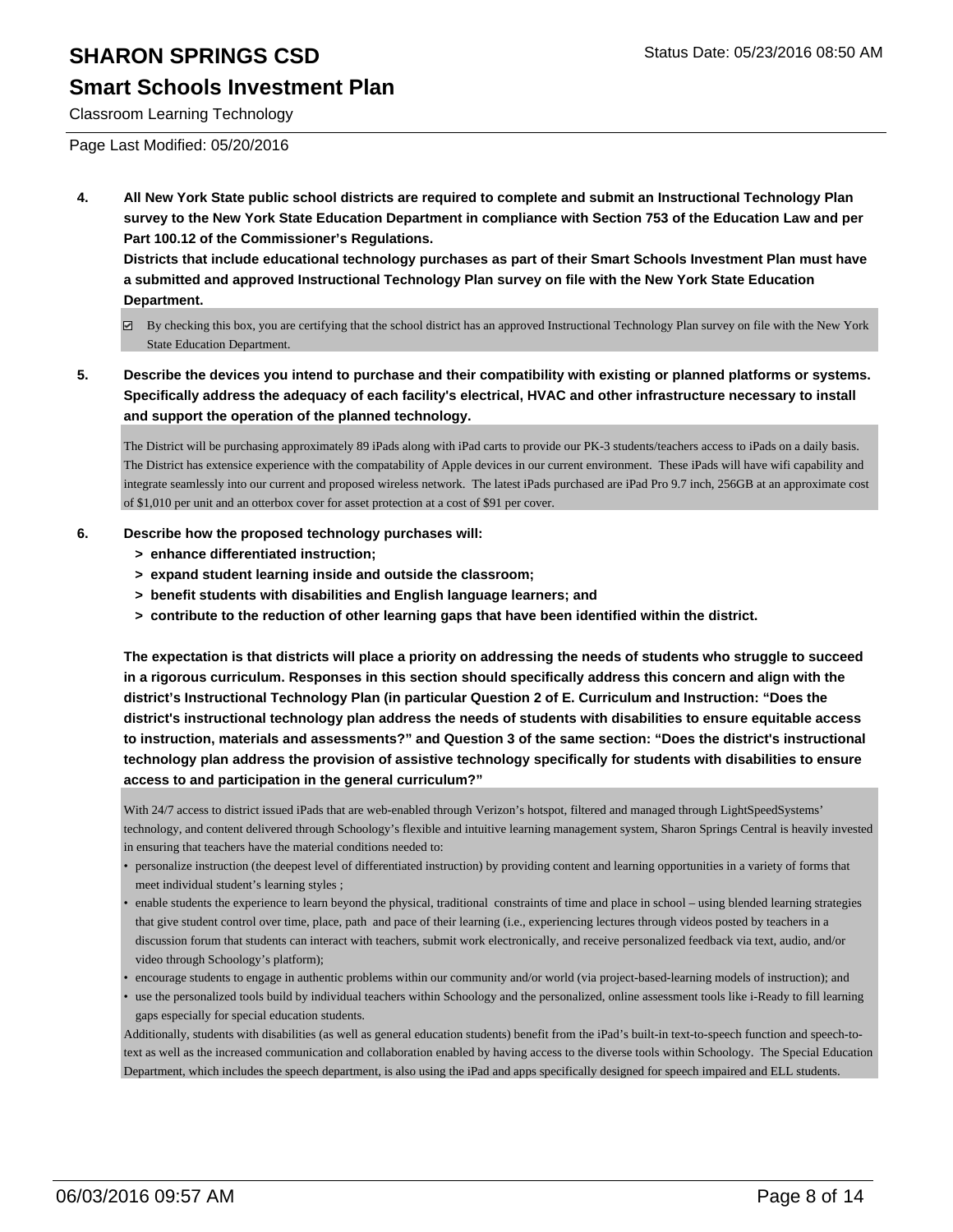# SHARON SPRINGS CSD

## Smart Schools Investment Plan

Classroom Learning Technology

Page Last Modified: 05/20/2016

**4. All New York State public school districts are required to complete and submit an Instructional Technology Plan survey to the New York State Education Department in compliance with Section 753 of the Education Law and per Part 100.12 of the Commissioner's Regulations.**

**Districts that include educational technology purchases as part of their Smart Schools Investment Plan must have a submitted and approved Instructional Technology Plan survey on file with the New York State Education Department.**

☑ By checking this box, you are certifying that the school district has an approved Instructional Technology Plan survey on file with the New York State Education Department.

**5. Describe the devices you intend to purchase and their compatibility with existing or planned platforms or systems. Specifically address the adequacy of each facility's electrical, HVAC and other infrastructure necessary to install and support the operation of the planned technology.**

The District will be purchasing approximately 89 iPads along with iPad carts to provide our PK-3 students/teachers access to iPads on a daily basis. The District has extensice experience with the compatability of Apple devices in our current environment. These iPads will have wifi capability and integrate seamlessly into our current and proposed wireless network. The latest iPads purchased are iPad Pro 9.7 inch, 256GB at an approximate cost of $1,010 per unit and an otterbox cover for asset protection at a cost of $91 per cover.

**6. Describe how the proposed technology purchases will:**

- **> enhance differentiated instruction;**
- **> expand student learning inside and outside the classroom;**
- **> benefit students with disabilities and English language learners; and**
- **> contribute to the reduction of other learning gaps that have been identified within the district.**

**The expectation is that districts will place a priority on addressing the needs of students who struggle to succeed in a rigorous curriculum. Responses in this section should specifically address this concern and align with the district's Instructional Technology Plan (in particular Question 2 of E. Curriculum and Instruction: "Does the district's instructional technology plan address the needs of students with disabilities to ensure equitable access to instruction, materials and assessments?" and Question 3 of the same section: "Does the district's instructional technology plan address the provision of assistive technology specifically for students with disabilities to ensure access to and participation in the general curriculum?"**

With 24/7 access to district issued iPads that are web-enabled through Verizon's hotspot, filtered and managed through LightSpeedSystems' technology, and content delivered through Schoology's flexible and intuitive learning management system, Sharon Springs Central is heavily invested in ensuring that teachers have the material conditions needed to:

- personalize instruction (the deepest level of differentiated instruction) by providing content and learning opportunities in a variety of forms that meet individual student's learning styles ;
- enable students the experience to learn beyond the physical, traditional constraints of time and place in school – using blended learning strategies that give student control over time, place, path and pace of their learning (i.e., experiencing lectures through videos posted by teachers in a discussion forum that students can interact with teachers, submit work electronically, and receive personalized feedback via text, audio, and/or video through Schoology's platform);
- encourage students to engage in authentic problems within our community and/or world (via project-based-learning models of instruction); and
- use the personalized tools build by individual teachers within Schoology and the personalized, online assessment tools like i-Ready to fill learning gaps especially for special education students.

Additionally, students with disabilities (as well as general education students) benefit from the iPad's built-in text-to-speech function and speech-to-text as well as the increased communication and collaboration enabled by having access to the diverse tools within Schoology. The Special Education Department, which includes the speech department, is also using the iPad and apps specifically designed for speech impaired and ELL students.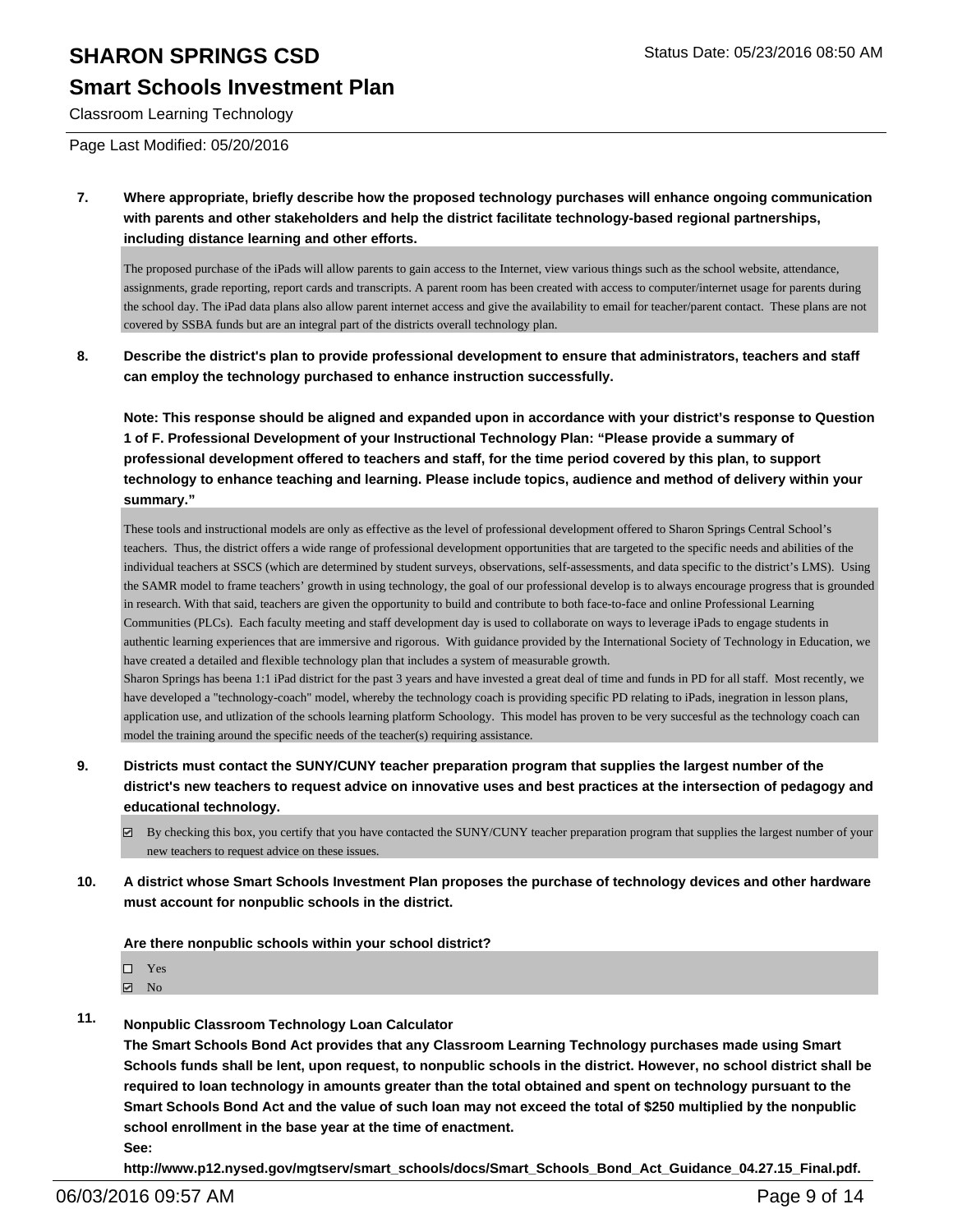**7. Where appropriate, briefly describe how the proposed technology purchases will enhance ongoing communication with parents and other stakeholders and help the district facilitate technology-based regional partnerships, including distance learning and other efforts.**

The proposed purchase of the iPads will allow parents to gain access to the Internet, view various things such as the school website, attendance, assignments, grade reporting, report cards and transcripts. A parent room has been created with access to computer/internet usage for parents during the school day. The iPad data plans also allow parent internet access and give the availability to email for teacher/parent contact. These plans are not covered by SSBA funds but are an integral part of the districts overall technology plan.

**8. Describe the district's plan to provide professional development to ensure that administrators, teachers and staff can employ the technology purchased to enhance instruction successfully.**

**Note: This response should be aligned and expanded upon in accordance with your district's response to Question 1 of F. Professional Development of your Instructional Technology Plan: "Please provide a summary of professional development offered to teachers and staff, for the time period covered by this plan, to support technology to enhance teaching and learning. Please include topics, audience and method of delivery within your summary."**

These tools and instructional models are only as effective as the level of professional development offered to Sharon Springs Central School's teachers. Thus, the district offers a wide range of professional development opportunities that are targeted to the specific needs and abilities of the individual teachers at SSCS (which are determined by student surveys, observations, self-assessments, and data specific to the district's LMS). Using the SAMR model to frame teachers' growth in using technology, the goal of our professional develop is to always encourage progress that is grounded in research. With that said, teachers are given the opportunity to build and contribute to both face-to-face and online Professional Learning Communities (PLCs). Each faculty meeting and staff development day is used to collaborate on ways to leverage iPads to engage students in authentic learning experiences that are immersive and rigorous. With guidance provided by the International Society of Technology in Education, we have created a detailed and flexible technology plan that includes a system of measurable growth.
Sharon Springs has beena 1:1 iPad district for the past 3 years and have invested a great deal of time and funds in PD for all staff. Most recently, we have developed a "technology-coach" model, whereby the technology coach is providing specific PD relating to iPads, inegration in lesson plans, application use, and utlization of the schools learning platform Schoology. This model has proven to be very succesful as the technology coach can model the training around the specific needs of the teacher(s) requiring assistance.

**9. Districts must contact the SUNY/CUNY teacher preparation program that supplies the largest number of the district's new teachers to request advice on innovative uses and best practices at the intersection of pedagogy and educational technology.**

☑ By checking this box, you certify that you have contacted the SUNY/CUNY teacher preparation program that supplies the largest number of your new teachers to request advice on these issues.

**10. A district whose Smart Schools Investment Plan proposes the purchase of technology devices and other hardware must account for nonpublic schools in the district.**

**Are there nonpublic schools within your school district?**

☐ Yes
☑ No

**11. Nonpublic Classroom Technology Loan Calculator**
**The Smart Schools Bond Act provides that any Classroom Learning Technology purchases made using Smart Schools funds shall be lent, upon request, to nonpublic schools in the district. However, no school district shall be required to loan technology in amounts greater than the total obtained and spent on technology pursuant to the Smart Schools Bond Act and the value of such loan may not exceed the total of $250 multiplied by the nonpublic school enrollment in the base year at the time of enactment.**
**See:**
**http://www.p12.nysed.gov/mgtserv/smart_schools/docs/Smart_Schools_Bond_Act_Guidance_04.27.15_Final.pdf.**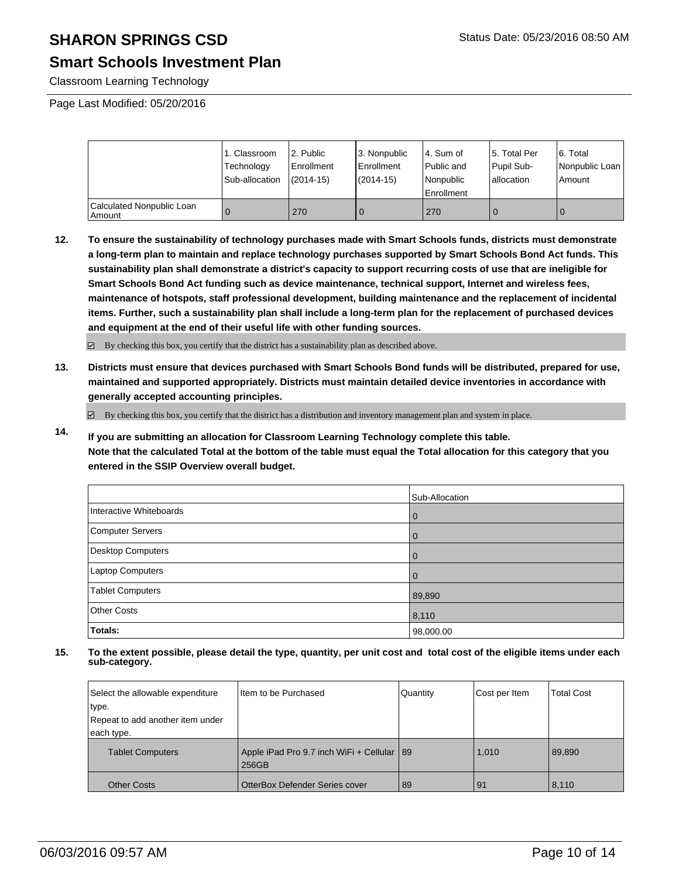# SHARON SPRINGS CSD

Status Date: 05/23/2016 08:50 AM

## Smart Schools Investment Plan

Classroom Learning Technology

Page Last Modified: 05/20/2016

| | 1. Classroom Technology Sub-allocation | 2. Public Enrollment (2014-15) | 3. Nonpublic Enrollment (2014-15) | 4. Sum of Public and Nonpublic Enrollment | 5. Total Per Pupil Sub-allocation | 6. Total Nonpublic Loan Amount |
|---|---|---|---|---|---|---|
| Calculated Nonpublic Loan Amount | 0 | 270 | 0 | 270 | 0 | 0 |

**12. To ensure the sustainability of technology purchases made with Smart Schools funds, districts must demonstrate a long-term plan to maintain and replace technology purchases supported by Smart Schools Bond Act funds. This sustainability plan shall demonstrate a district's capacity to support recurring costs of use that are ineligible for Smart Schools Bond Act funding such as device maintenance, technical support, Internet and wireless fees, maintenance of hotspots, staff professional development, building maintenance and the replacement of incidental items. Further, such a sustainability plan shall include a long-term plan for the replacement of purchased devices and equipment at the end of their useful life with other funding sources.**

☑ By checking this box, you certify that the district has a sustainability plan as described above.

**13. Districts must ensure that devices purchased with Smart Schools Bond funds will be distributed, prepared for use, maintained and supported appropriately. Districts must maintain detailed device inventories in accordance with generally accepted accounting principles.**

☑ By checking this box, you certify that the district has a distribution and inventory management plan and system in place.

**14. If you are submitting an allocation for Classroom Learning Technology complete this table.**
**Note that the calculated Total at the bottom of the table must equal the Total allocation for this category that you entered in the SSIP Overview overall budget.**

| | Sub-Allocation |
|---|---|
| Interactive Whiteboards | 0 |
| Computer Servers | 0 |
| Desktop Computers | 0 |
| Laptop Computers | 0 |
| Tablet Computers | 89,890 |
| Other Costs | 8,110 |
| **Totals:** | 98,000.00 |

**15. To the extent possible, please detail the type, quantity, per unit cost and total cost of the eligible items under each sub-category.**

| Select the allowable expenditure type. Repeat to add another item under each type. | Item to be Purchased | Quantity | Cost per Item | Total Cost |
|---|---|---|---|---|
| Tablet Computers | Apple iPad Pro 9.7 inch WiFi + Cellular 256GB | 89 | 1,010 | 89,890 |
| Other Costs | OtterBox Defender Series cover | 89 | 91 | 8,110 |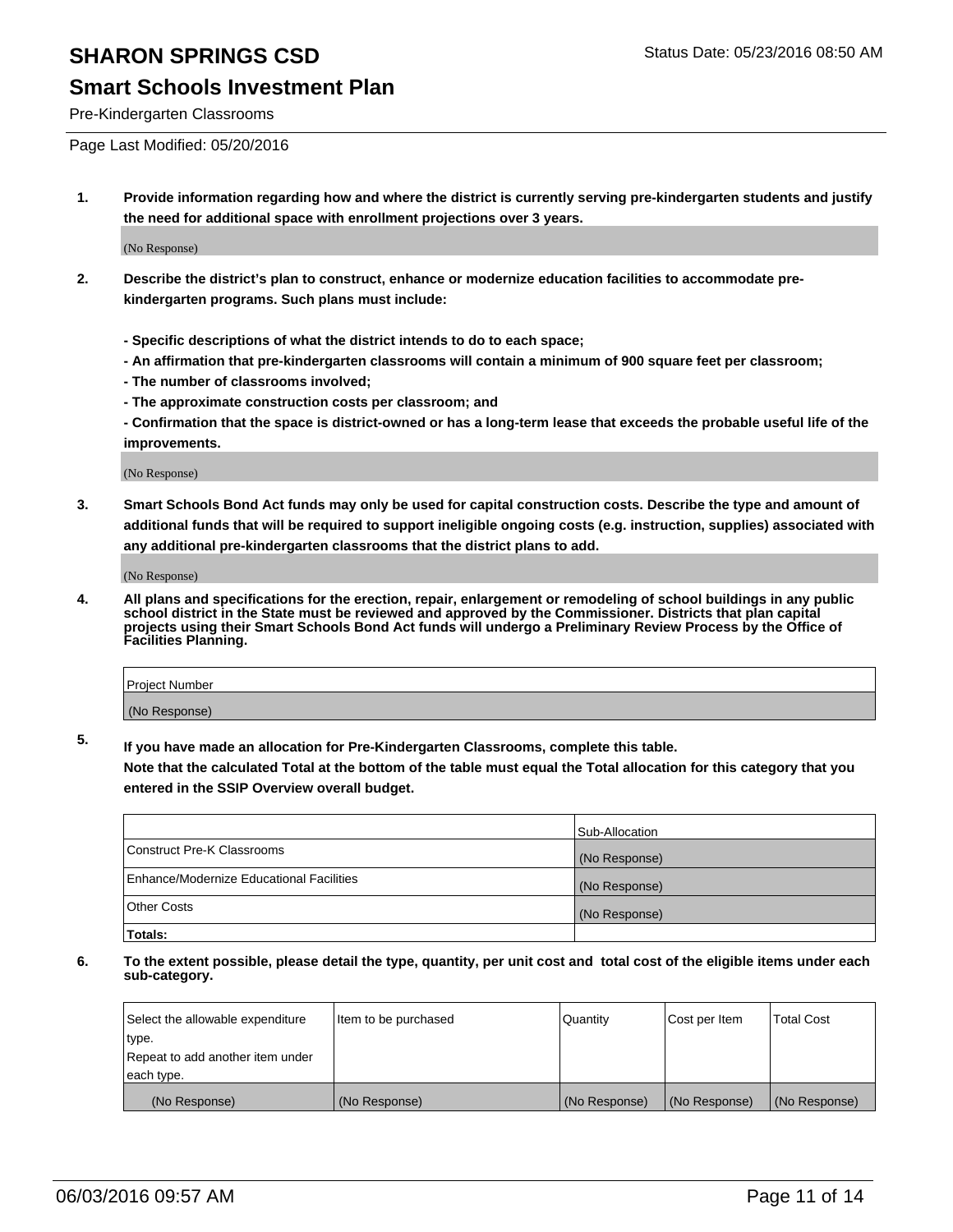# SHARON SPRINGS CSD

Status Date: 05/23/2016 08:50 AM

## Smart Schools Investment Plan

Pre-Kindergarten Classrooms

Page Last Modified: 05/20/2016

1. **Provide information regarding how and where the district is currently serving pre-kindergarten students and justify the need for additional space with enrollment projections over 3 years.**

   (No Response)

2. **Describe the district's plan to construct, enhance or modernize education facilities to accommodate pre-kindergarten programs. Such plans must include:**

   **- Specific descriptions of what the district intends to do to each space;**
   **- An affirmation that pre-kindergarten classrooms will contain a minimum of 900 square feet per classroom;**
   **- The number of classrooms involved;**
   **- The approximate construction costs per classroom; and**
   **- Confirmation that the space is district-owned or has a long-term lease that exceeds the probable useful life of the improvements.**

   (No Response)

3. **Smart Schools Bond Act funds may only be used for capital construction costs. Describe the type and amount of additional funds that will be required to support ineligible ongoing costs (e.g. instruction, supplies) associated with any additional pre-kindergarten classrooms that the district plans to add.**

   (No Response)

4. **All plans and specifications for the erection, repair, enlargement or remodeling of school buildings in any public school district in the State must be reviewed and approved by the Commissioner. Districts that plan capital projects using their Smart Schools Bond Act funds will undergo a Preliminary Review Process by the Office of Facilities Planning.**

| Project Number |
| --- |
| (No Response) |

5. **If you have made an allocation for Pre-Kindergarten Classrooms, complete this table.**
   **Note that the calculated Total at the bottom of the table must equal the Total allocation for this category that you entered in the SSIP Overview overall budget.**

| | Sub-Allocation |
| --- | --- |
| Construct Pre-K Classrooms | (No Response) |
| Enhance/Modernize Educational Facilities | (No Response) |
| Other Costs | (No Response) |
| **Totals:** | |

6. **To the extent possible, please detail the type, quantity, per unit cost and total cost of the eligible items under each sub-category.**

| Select the allowable expenditure type. Repeat to add another item under each type. | Item to be purchased | Quantity | Cost per Item | Total Cost |
| --- | --- | --- | --- | --- |
| (No Response) | (No Response) | (No Response) | (No Response) | (No Response) |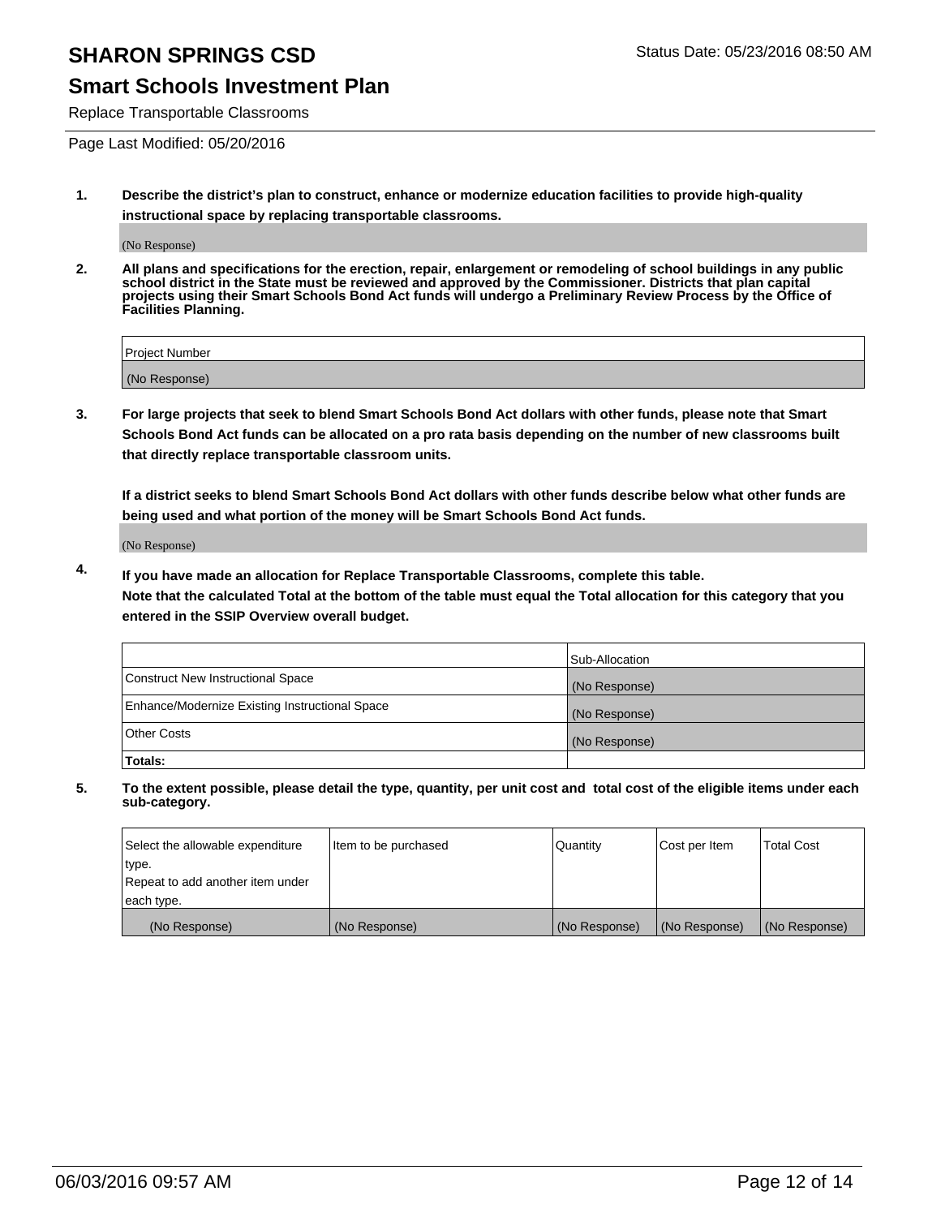# SHARON SPRINGS CSD

Status Date: 05/23/2016 08:50 AM

## Smart Schools Investment Plan

Replace Transportable Classrooms

Page Last Modified: 05/20/2016

1. **Describe the district's plan to construct, enhance or modernize education facilities to provide high-quality instructional space by replacing transportable classrooms.**

(No Response)

2. **All plans and specifications for the erection, repair, enlargement or remodeling of school buildings in any public school district in the State must be reviewed and approved by the Commissioner. Districts that plan capital projects using their Smart Schools Bond Act funds will undergo a Preliminary Review Process by the Office of Facilities Planning.**

| Project Number |
| --- |
| (No Response) |

3. **For large projects that seek to blend Smart Schools Bond Act dollars with other funds, please note that Smart Schools Bond Act funds can be allocated on a pro rata basis depending on the number of new classrooms built that directly replace transportable classroom units.**

**If a district seeks to blend Smart Schools Bond Act dollars with other funds describe below what other funds are being used and what portion of the money will be Smart Schools Bond Act funds.**

(No Response)

4. **If you have made an allocation for Replace Transportable Classrooms, complete this table. Note that the calculated Total at the bottom of the table must equal the Total allocation for this category that you entered in the SSIP Overview overall budget.**

| | Sub-Allocation |
| --- | --- |
| Construct New Instructional Space | (No Response) |
| Enhance/Modernize Existing Instructional Space | (No Response) |
| Other Costs | (No Response) |
| **Totals:** | |

5. **To the extent possible, please detail the type, quantity, per unit cost and total cost of the eligible items under each sub-category.**

| Select the allowable expenditure type. Repeat to add another item under each type. | Item to be purchased | Quantity | Cost per Item | Total Cost |
| --- | --- | --- | --- | --- |
| (No Response) | (No Response) | (No Response) | (No Response) | (No Response) |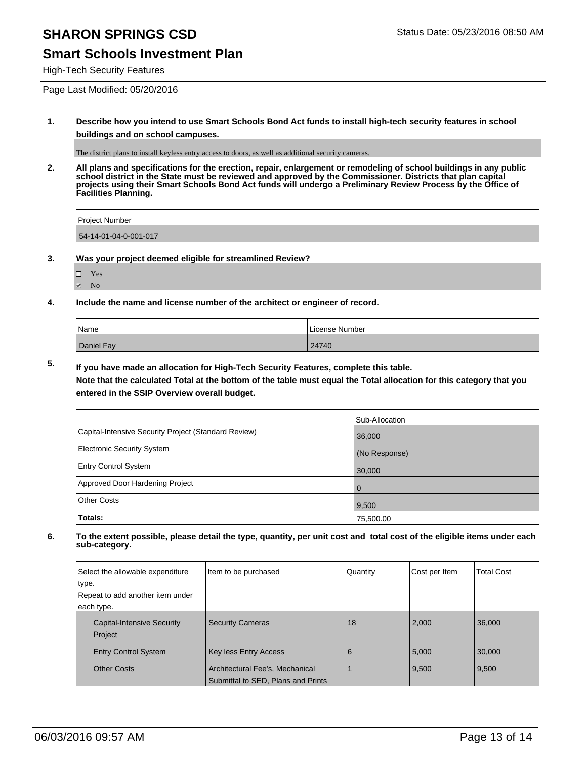# SHARON SPRINGS CSD

Status Date: 05/23/2016 08:50 AM

## Smart Schools Investment Plan

High-Tech Security Features

Page Last Modified: 05/20/2016

**1. Describe how you intend to use Smart Schools Bond Act funds to install high-tech security features in school buildings and on school campuses.**

The district plans to install keyless entry access to doors, as well as additional security cameras.

**2. All plans and specifications for the erection, repair, enlargement or remodeling of school buildings in any public school district in the State must be reviewed and approved by the Commissioner. Districts that plan capital projects using their Smart Schools Bond Act funds will undergo a Preliminary Review Process by the Office of Facilities Planning.**

| Project Number |
|---|
| 54-14-01-04-0-001-017 |

**3. Was your project deemed eligible for streamlined Review?**

- ☐ Yes
- ☑ No

**4. Include the name and license number of the architect or engineer of record.**

| Name | License Number |
|---|---|
| Daniel Fay | 24740 |

**5. If you have made an allocation for High-Tech Security Features, complete this table.**
**Note that the calculated Total at the bottom of the table must equal the Total allocation for this category that you entered in the SSIP Overview overall budget.**

| | Sub-Allocation |
|---|---|
| Capital-Intensive Security Project (Standard Review) | 36,000 |
| Electronic Security System | (No Response) |
| Entry Control System | 30,000 |
| Approved Door Hardening Project | 0 |
| Other Costs | 9,500 |
| **Totals:** | 75,500.00 |

**6. To the extent possible, please detail the type, quantity, per unit cost and total cost of the eligible items under each sub-category.**

| Select the allowable expenditure type. Repeat to add another item under each type. | Item to be purchased | Quantity | Cost per Item | Total Cost |
|---|---|---|---|---|
| Capital-Intensive Security Project | Security Cameras | 18 | 2,000 | 36,000 |
| Entry Control System | Key less Entry Access | 6 | 5,000 | 30,000 |
| Other Costs | Architectural Fee's, Mechanical Submittal to SED, Plans and Prints | 1 | 9,500 | 9,500 |